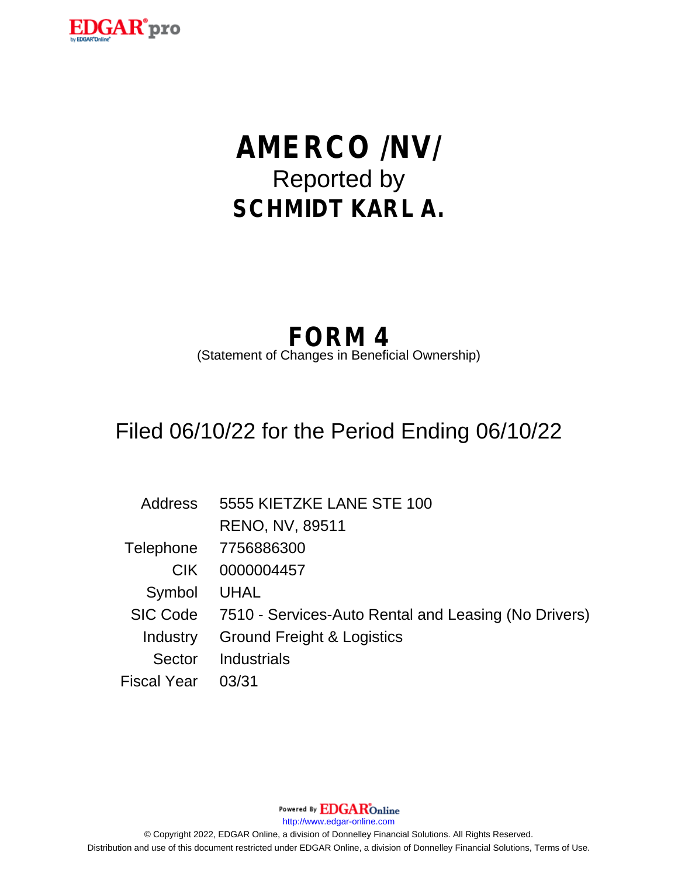# AMERCO /NV/

Reported by

**SCHMIDT KARL A.**

## FORM 4

(Statement of Changes in Beneficial Ownership)

Filed 06/10/22 for the Period Ending 06/10/22

| | |
|---|---|
| Address | 5555 KIETZKE LANE STE 100 |
| | RENO, NV, 89511 |
| Telephone | 7756886300 |
| CIK | 0000004457 |
| Symbol | UHAL |
| SIC Code | 7510 - Services-Auto Rental and Leasing (No Drivers) |
| Industry | Ground Freight & Logistics |
| Sector | Industrials |
| Fiscal Year | 03/31 |

Powered By EDGAR Online

http://www.edgar-online.com

© Copyright 2022, EDGAR Online, a division of Donnelley Financial Solutions. All Rights Reserved.

Distribution and use of this document restricted under EDGAR Online, a division of Donnelley Financial Solutions, Terms of Use.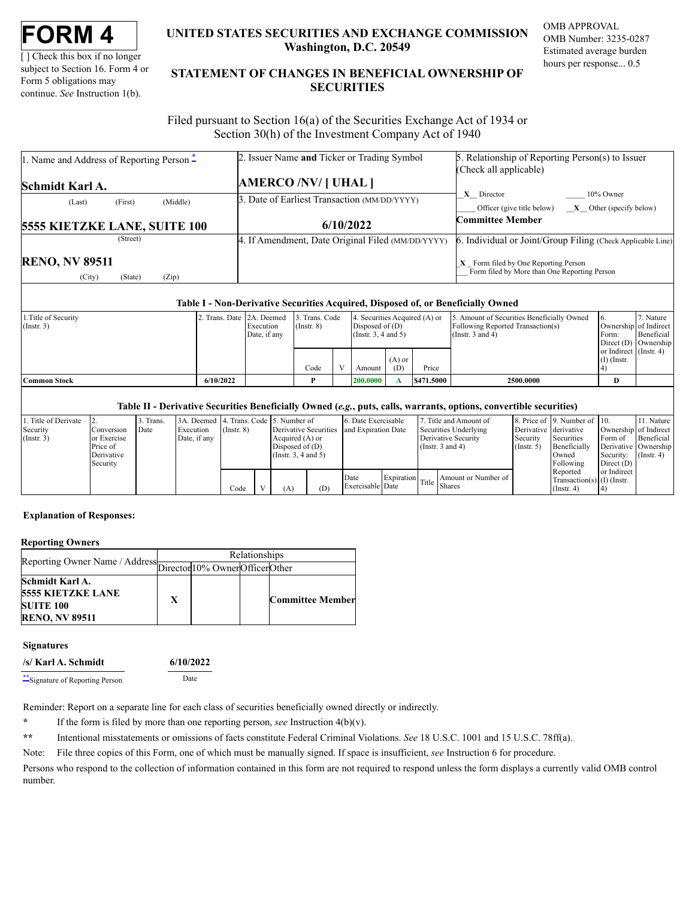# FORM 4

[ ] Check this box if no longer subject to Section 16. Form 4 or Form 5 obligations may continue. *See* Instruction 1(b).

## UNITED STATES SECURITIES AND EXCHANGE COMMISSION
Washington, D.C. 20549

## STATEMENT OF CHANGES IN BENEFICIAL OWNERSHIP OF SECURITIES

OMB APPROVAL
OMB Number: 3235-0287
Estimated average burden hours per response... 0.5

Filed pursuant to Section 16(a) of the Securities Exchange Act of 1934 or Section 30(h) of the Investment Company Act of 1940

| | | |
|---|---|---|
| 1. Name and Address of Reporting Person * <br> **Schmidt Karl A.** <br> (Last) (First) (Middle) <br> **5555 KIETZKE LANE, SUITE 100** <br> (Street) <br> **RENO, NV 89511** <br> (City) (State) (Zip) | 2. Issuer Name **and** Ticker or Trading Symbol <br> **AMERCO /NV/ [ UHAL ]** <br> 3. Date of Earliest Transaction (MM/DD/YYYY) <br> **6/10/2022** <br> 4. If Amendment, Date Original Filed (MM/DD/YYYY) | 5. Relationship of Reporting Person(s) to Issuer (Check all applicable) <br> _X_ Director ____ 10% Owner <br> ____ Officer (give title below) _X_ Other (specify below) <br> **Committee Member** <br> 6. Individual or Joint/Group Filing (Check Applicable Line) <br> _X_ Form filed by One Reporting Person <br> ___ Form filed by More than One Reporting Person |

### Table I - Non-Derivative Securities Acquired, Disposed of, or Beneficially Owned

| 1.Title of Security (Instr. 3) | 2. Trans. Date | 2A. Deemed Execution Date, if any | 3. Trans. Code (Instr. 8) | | 4. Securities Acquired (A) or Disposed of (D) (Instr. 3, 4 and 5) | | | 5. Amount of Securities Beneficially Owned Following Reported Transaction(s) (Instr. 3 and 4) | 6. Ownership Form: Direct (D) or Indirect (I) (Instr. 4) | 7. Nature of Indirect Beneficial Ownership (Instr. 4) |
|---|---|---|---|---|---|---|---|---|---|---|
| | | | Code | V | Amount | (A) or (D) | Price | | | |
| **Common Stock** | **6/10/2022** | | **P** | | **200.0000** | **A** | **$471.5000** | **2500.0000** | **D** | |

### Table II - Derivative Securities Beneficially Owned (*e.g.*, puts, calls, warrants, options, convertible securities)

| 1. Title of Derivate Security (Instr. 3) | 2. Conversion or Exercise Price of Derivative Security | 3. Trans. Date | 3A. Deemed Execution Date, if any | 4. Trans. Code (Instr. 8) | | 5. Number of Derivative Securities Acquired (A) or Disposed of (D) (Instr. 3, 4 and 5) | | 6. Date Exercisable and Expiration Date | | 7. Title and Amount of Securities Underlying Derivative Security (Instr. 3 and 4) | | 8. Price of Derivative Security (Instr. 5) | 9. Number of derivative Securities Beneficially Owned Following Reported Transaction(s) (Instr. 4) | 10. Ownership Form of Derivative Security: Direct (D) or Indirect (I) (Instr. 4) | 11. Nature of Indirect Beneficial Ownership (Instr. 4) |
|---|---|---|---|---|---|---|---|---|---|---|---|---|---|---|---|
| | | | | Code | V | (A) | (D) | Date Exercisable | Expiration Date | Title | Amount or Number of Shares | | | | |

**Explanation of Responses:**

**Reporting Owners**

| Reporting Owner Name / Address | Relationships | | | |
|---|---|---|---|---|
| | Director | 10% Owner | Officer | Other |
| **Schmidt Karl A.** <br> **5555 KIETZKE LANE** <br> **SUITE 100** <br> **RENO, NV 89511** | **X** | | | **Committee Member** |

**Signatures**

| | |
|---|---|
| **/s/ Karl A. Schmidt** | **6/10/2022** |
| ** Signature of Reporting Person | Date |

Reminder: Report on a separate line for each class of securities beneficially owned directly or indirectly.

\* If the form is filed by more than one reporting person, *see* Instruction 4(b)(v).

\*\* Intentional misstatements or omissions of facts constitute Federal Criminal Violations. *See* 18 U.S.C. 1001 and 15 U.S.C. 78ff(a).

Note: File three copies of this Form, one of which must be manually signed. If space is insufficient, *see* Instruction 6 for procedure.

Persons who respond to the collection of information contained in this form are not required to respond unless the form displays a currently valid OMB control number.